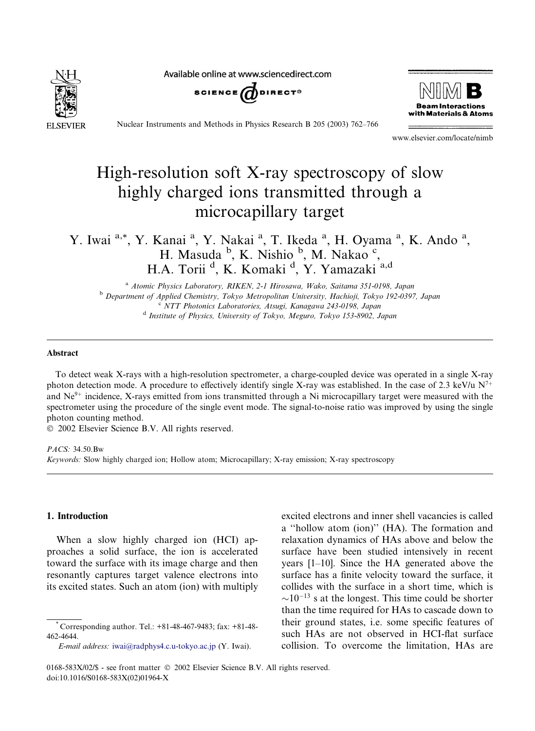# High-resolution soft X-ray spectroscopy of slow highly charged ions transmitted through a microcapillary target

Y. Iwai [a,*], Y. Kanai [a], Y. Nakai [a], T. Ikeda [a], H. Oyama [a], K. Ando [a], H. Masuda [b], K. Nishio [b], M. Nakao [c], H.A. Torii [d], K. Komaki [d], Y. Yamazaki [a,d]

[a] Atomic Physics Laboratory, RIKEN, 2-1 Hirosawa, Wako, Saitama 351-0198, Japan
[b] Department of Applied Chemistry, Tokyo Metropolitan University, Hachioji, Tokyo 192-0397, Japan
[c] NTT Photonics Laboratories, Atsugi, Kanagawa 243-0198, Japan
[d] Institute of Physics, University of Tokyo, Meguro, Tokyo 153-8902, Japan

## Abstract

To detect weak X-rays with a high-resolution spectrometer, a charge-coupled device was operated in a single X-ray photon detection mode. A procedure to effectively identify single X-ray was established. In the case of 2.3 keV/u $N^{7+}$ and $Ne^{9+}$ incidence, X-rays emitted from ions transmitted through a Ni microcapillary target were measured with the spectrometer using the procedure of the single event mode. The signal-to-noise ratio was improved by using the single photon counting method.

© 2002 Elsevier Science B.V. All rights reserved.

*PACS:* 34.50.Bw

*Keywords:* Slow highly charged ion; Hollow atom; Microcapillary; X-ray emission; X-ray spectroscopy

## 1. Introduction

When a slow highly charged ion (HCI) approaches a solid surface, the ion is accelerated toward the surface with its image charge and then resonantly captures target valence electrons into its excited states. Such an atom (ion) with multiply excited electrons and inner shell vacancies is called a "hollow atom (ion)" (HA). The formation and relaxation dynamics of HAs above and below the surface have been studied intensively in recent years [1–10]. Since the HA generated above the surface has a finite velocity toward the surface, it collides with the surface in a short time, which is $\sim 10^{-13}$ s at the longest. This time could be shorter than the time required for HAs to cascade down to their ground states, i.e. some specific features of such HAs are not observed in HCI-flat surface collision. To overcome the limitation, HAs are

---

* Corresponding author. Tel.: +81-48-467-9483; fax: +81-48-462-4644.

*E-mail address:* iwai@radphys4.c.u-tokyo.ac.jp (Y. Iwai).

0168-583X/02/$ - see front matter © 2002 Elsevier Science B.V. All rights reserved.
doi:10.1016/S0168-583X(02)01964-X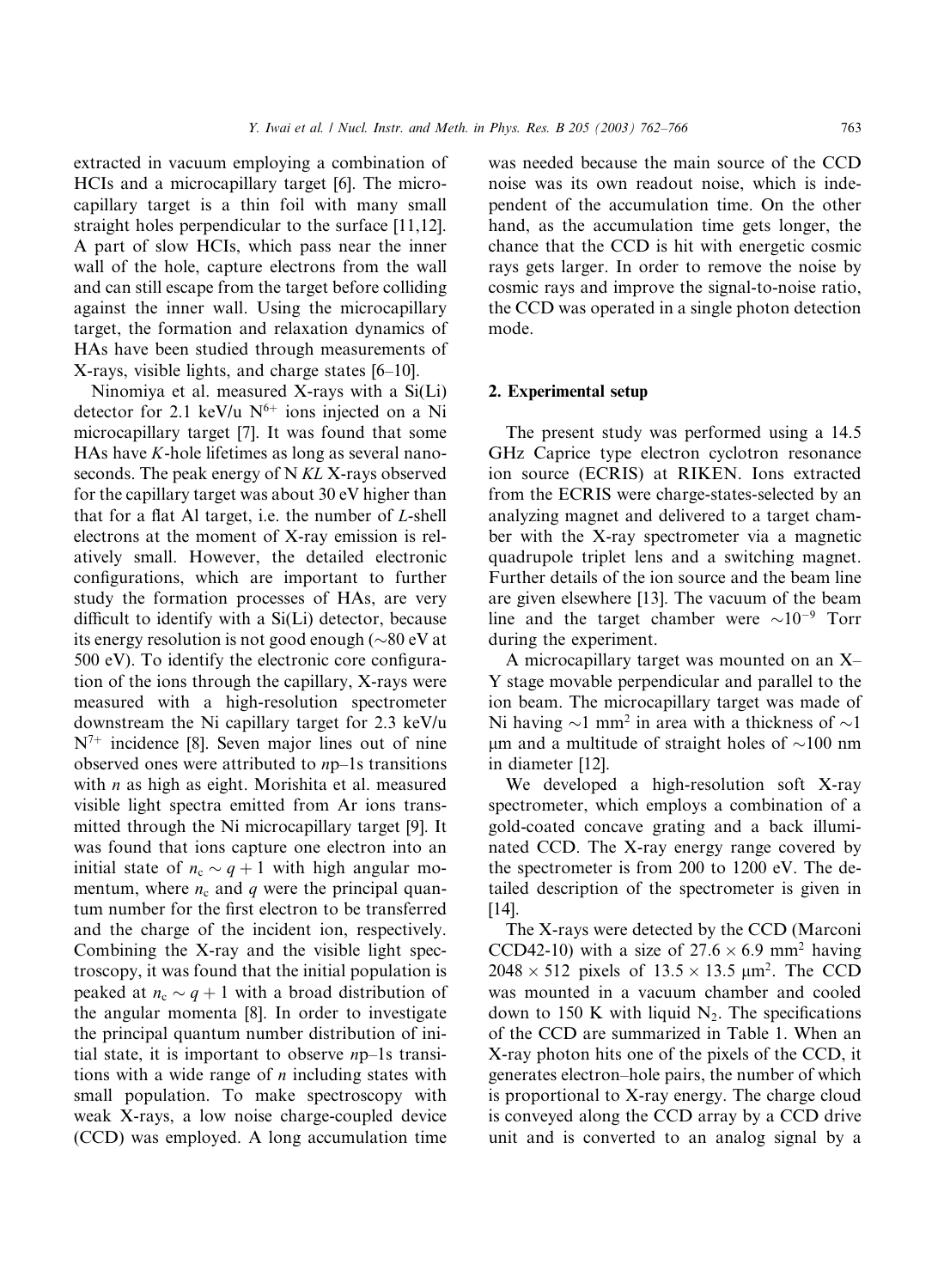extracted in vacuum employing a combination of HCIs and a microcapillary target [6]. The microcapillary target is a thin foil with many small straight holes perpendicular to the surface [11,12]. A part of slow HCIs, which pass near the inner wall of the hole, capture electrons from the wall and can still escape from the target before colliding against the inner wall. Using the microcapillary target, the formation and relaxation dynamics of HAs have been studied through measurements of X-rays, visible lights, and charge states [6–10].

Ninomiya et al. measured X-rays with a Si(Li) detector for 2.1 keV/u $N^{6+}$ ions injected on a Ni microcapillary target [7]. It was found that some HAs have *K*-hole lifetimes as long as several nanoseconds. The peak energy of N *KL* X-rays observed for the capillary target was about 30 eV higher than that for a flat Al target, i.e. the number of *L*-shell electrons at the moment of X-ray emission is relatively small. However, the detailed electronic configurations, which are important to further study the formation processes of HAs, are very difficult to identify with a Si(Li) detector, because its energy resolution is not good enough (~80 eV at 500 eV). To identify the electronic core configuration of the ions through the capillary, X-rays were measured with a high-resolution spectrometer downstream the Ni capillary target for 2.3 keV/u $N^{7+}$ incidence [8]. Seven major lines out of nine observed ones were attributed to *n*p–1s transitions with *n* as high as eight. Morishita et al. measured visible light spectra emitted from Ar ions transmitted through the Ni microcapillary target [9]. It was found that ions capture one electron into an initial state of $n_c \sim q+1$ with high angular momentum, where $n_c$ and $q$ were the principal quantum number for the first electron to be transferred and the charge of the incident ion, respectively. Combining the X-ray and the visible light spectroscopy, it was found that the initial population is peaked at $n_c \sim q+1$ with a broad distribution of the angular momenta [8]. In order to investigate the principal quantum number distribution of initial state, it is important to observe *n*p–1s transitions with a wide range of *n* including states with small population. To make spectroscopy with weak X-rays, a low noise charge-coupled device (CCD) was employed. A long accumulation time was needed because the main source of the CCD noise was its own readout noise, which is independent of the accumulation time. On the other hand, as the accumulation time gets longer, the chance that the CCD is hit with energetic cosmic rays gets larger. In order to remove the noise by cosmic rays and improve the signal-to-noise ratio, the CCD was operated in a single photon detection mode.

## 2. Experimental setup

The present study was performed using a 14.5 GHz Caprice type electron cyclotron resonance ion source (ECRIS) at RIKEN. Ions extracted from the ECRIS were charge-states-selected by an analyzing magnet and delivered to a target chamber with the X-ray spectrometer via a magnetic quadrupole triplet lens and a switching magnet. Further details of the ion source and the beam line are given elsewhere [13]. The vacuum of the beam line and the target chamber were $\sim 10^{-9}$ Torr during the experiment.

A microcapillary target was mounted on an X–Y stage movable perpendicular and parallel to the ion beam. The microcapillary target was made of Ni having ~1 $mm^2$ in area with a thickness of ~1 μm and a multitude of straight holes of ~100 nm in diameter [12].

We developed a high-resolution soft X-ray spectrometer, which employs a combination of a gold-coated concave grating and a back illuminated CCD. The X-ray energy range covered by the spectrometer is from 200 to 1200 eV. The detailed description of the spectrometer is given in [14].

The X-rays were detected by the CCD (Marconi CCD42-10) with a size of $27.6 \times 6.9$ $mm^2$ having $2048 \times 512$ pixels of $13.5 \times 13.5$ $\mu m^2$. The CCD was mounted in a vacuum chamber and cooled down to 150 K with liquid $N_2$. The specifications of the CCD are summarized in Table 1. When an X-ray photon hits one of the pixels of the CCD, it generates electron–hole pairs, the number of which is proportional to X-ray energy. The charge cloud is conveyed along the CCD array by a CCD drive unit and is converted to an analog signal by a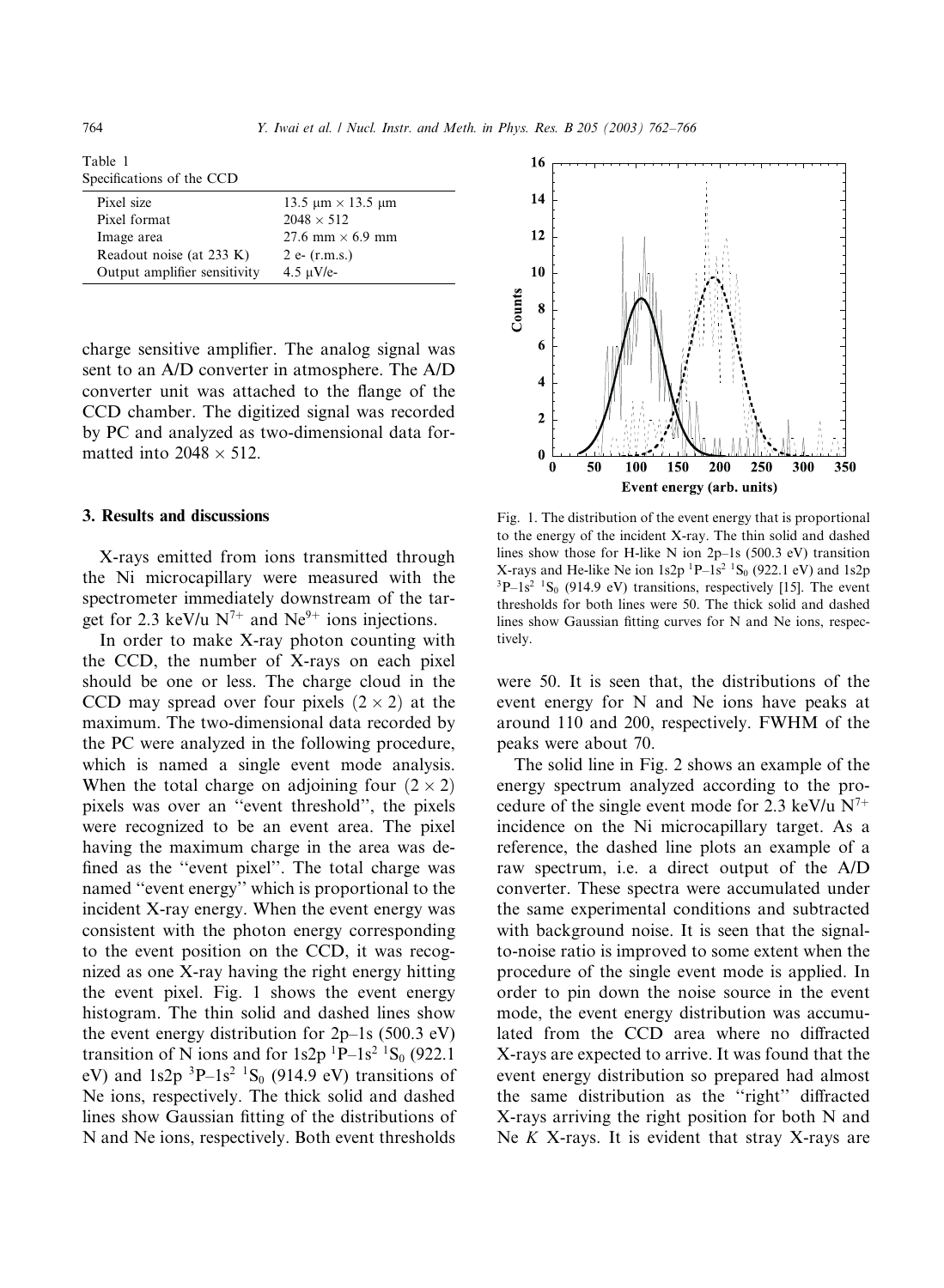Table 1
Specifications of the CCD

| | |
|---|---|
| Pixel size | 13.5 μm × 13.5 μm |
| Pixel format | 2048 × 512 |
| Image area | 27.6 mm × 6.9 mm |
| Readout noise (at 233 K) | 2 e- (r.m.s.) |
| Output amplifier sensitivity | 4.5 μV/e- |

charge sensitive amplifier. The analog signal was sent to an A/D converter in atmosphere. The A/D converter unit was attached to the flange of the CCD chamber. The digitized signal was recorded by PC and analyzed as two-dimensional data formatted into 2048 × 512.

## 3. Results and discussions

X-rays emitted from ions transmitted through the Ni microcapillary were measured with the spectrometer immediately downstream of the target for 2.3 keV/u $N^{7+}$ and $Ne^{9+}$ ions injections.

In order to make X-ray photon counting with the CCD, the number of X-rays on each pixel should be one or less. The charge cloud in the CCD may spread over four pixels (2 × 2) at the maximum. The two-dimensional data recorded by the PC were analyzed in the following procedure, which is named a single event mode analysis. When the total charge on adjoining four (2 × 2) pixels was over an "event threshold", the pixels were recognized to be an event area. The pixel having the maximum charge in the area was defined as the "event pixel". The total charge was named "event energy" which is proportional to the incident X-ray energy. When the event energy was consistent with the photon energy corresponding to the event position on the CCD, it was recognized as one X-ray having the right energy hitting the event pixel. Fig. 1 shows the event energy histogram. The thin solid and dashed lines show the event energy distribution for 2p–1s (500.3 eV) transition of N ions and for 1s2p $^1P$–1s$^2$ $^1S_0$ (922.1 eV) and 1s2p $^3P$–1s$^2$ $^1S_0$ (914.9 eV) transitions of Ne ions, respectively. The thick solid and dashed lines show Gaussian fitting of the distributions of N and Ne ions, respectively. Both event thresholds were 50. It is seen that, the distributions of the event energy for N and Ne ions have peaks at around 110 and 200, respectively. FWHM of the peaks were about 70.

Fig. 1. The distribution of the event energy that is proportional to the energy of the incident X-ray. The thin solid and dashed lines show those for H-like N ion 2p–1s (500.3 eV) transition X-rays and He-like Ne ion 1s2p $^1P$–1s$^2$ $^1S_0$ (922.1 eV) and 1s2p $^3P$–1s$^2$ $^1S_0$ (914.9 eV) transitions, respectively [15]. The event thresholds for both lines were 50. The thick solid and dashed lines show Gaussian fitting curves for N and Ne ions, respectively.

The solid line in Fig. 2 shows an example of the energy spectrum analyzed according to the procedure of the single event mode for 2.3 keV/u $N^{7+}$ incidence on the Ni microcapillary target. As a reference, the dashed line plots an example of a raw spectrum, i.e. a direct output of the A/D converter. These spectra were accumulated under the same experimental conditions and subtracted with background noise. It is seen that the signal-to-noise ratio is improved to some extent when the procedure of the single event mode is applied. In order to pin down the noise source in the event mode, the event energy distribution was accumulated from the CCD area where no diffracted X-rays are expected to arrive. It was found that the event energy distribution so prepared had almost the same distribution as the "right" diffracted X-rays arriving the right position for both N and Ne *K* X-rays. It is evident that stray X-rays are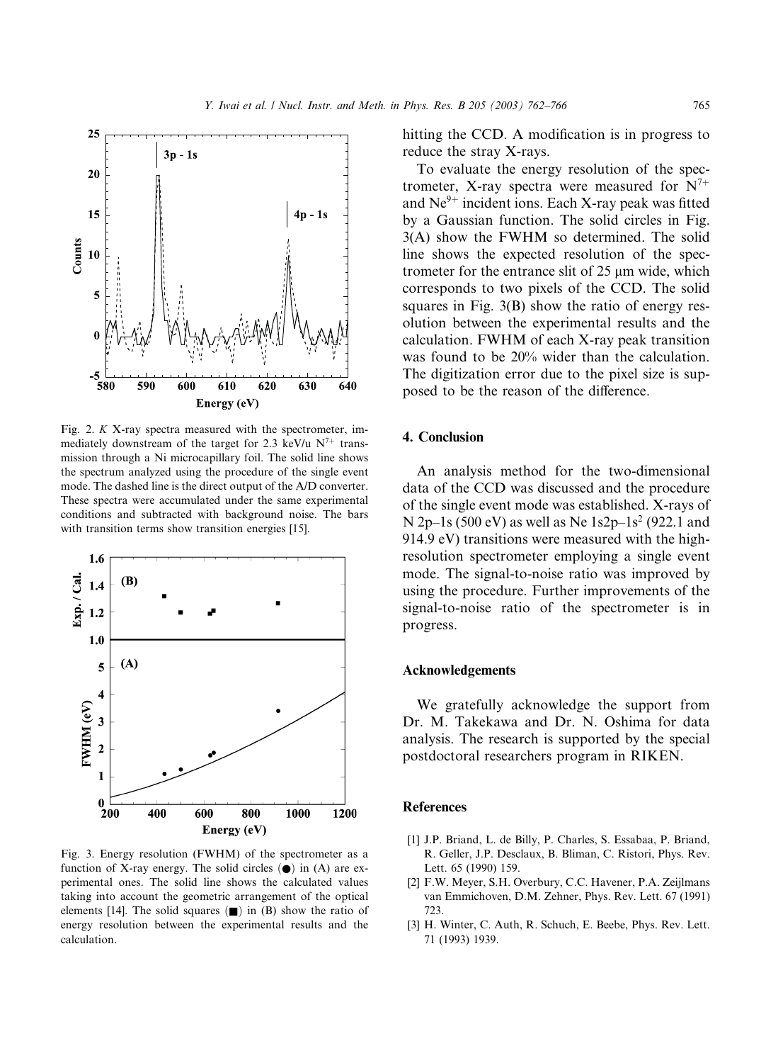Fig. 2. $K$ X-ray spectra measured with the spectrometer, immediately downstream of the target for 2.3 keV/u $N^{7+}$ transmission through a Ni microcapillary foil. The solid line shows the spectrum analyzed using the procedure of the single event mode. The dashed line is the direct output of the A/D converter. These spectra were accumulated under the same experimental conditions and subtracted with background noise. The bars with transition terms show transition energies [15].

Fig. 3. Energy resolution (FWHM) of the spectrometer as a function of X-ray energy. The solid circles (●) in (A) are experimental ones. The solid line shows the calculated values taking into account the geometric arrangement of the optical elements [14]. The solid squares (■) in (B) show the ratio of energy resolution between the experimental results and the calculation.

hitting the CCD. A modification is in progress to reduce the stray X-rays.

To evaluate the energy resolution of the spectrometer, X-ray spectra were measured for $N^{7+}$ and $Ne^{9+}$ incident ions. Each X-ray peak was fitted by a Gaussian function. The solid circles in Fig. 3(A) show the FWHM so determined. The solid line shows the expected resolution of the spectrometer for the entrance slit of 25 μm wide, which corresponds to two pixels of the CCD. The solid squares in Fig. 3(B) show the ratio of energy resolution between the experimental results and the calculation. FWHM of each X-ray peak transition was found to be 20% wider than the calculation. The digitization error due to the pixel size is supposed to be the reason of the difference.

## 4. Conclusion

An analysis method for the two-dimensional data of the CCD was discussed and the procedure of the single event mode was established. X-rays of N 2p–1s (500 eV) as well as Ne 1s2p–$1s^2$ (922.1 and 914.9 eV) transitions were measured with the high-resolution spectrometer employing a single event mode. The signal-to-noise ratio was improved by using the procedure. Further improvements of the signal-to-noise ratio of the spectrometer is in progress.

## Acknowledgements

We gratefully acknowledge the support from Dr. M. Takekawa and Dr. N. Oshima for data analysis. The research is supported by the special postdoctoral researchers program in RIKEN.

## References

[1] J.P. Briand, L. de Billy, P. Charles, S. Essabaa, P. Briand, R. Geller, J.P. Desclaux, B. Bliman, C. Ristori, Phys. Rev. Lett. 65 (1990) 159.

[2] F.W. Meyer, S.H. Overbury, C.C. Havener, P.A. Zeijlmans van Emmichoven, D.M. Zehner, Phys. Rev. Lett. 67 (1991) 723.

[3] H. Winter, C. Auth, R. Schuch, E. Beebe, Phys. Rev. Lett. 71 (1993) 1939.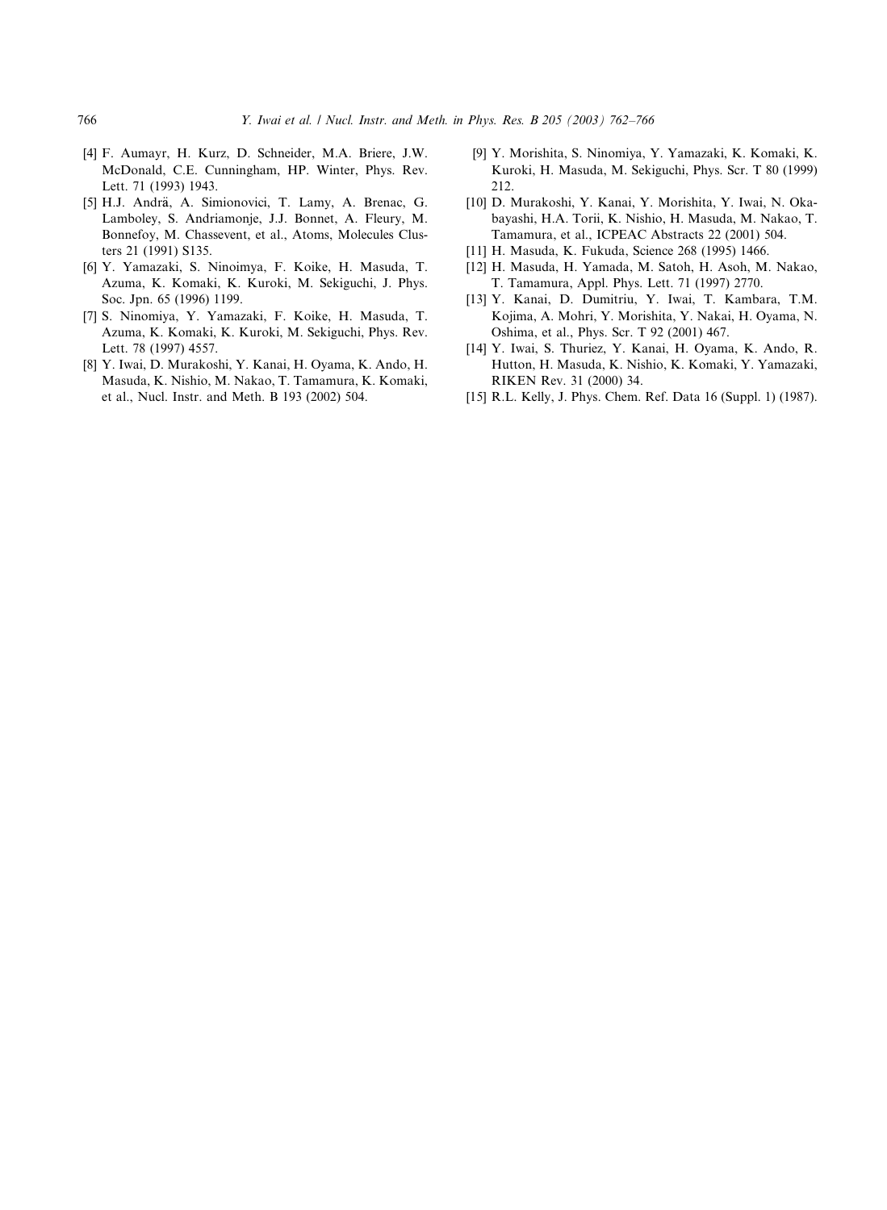[4] F. Aumayr, H. Kurz, D. Schneider, M.A. Briere, J.W. McDonald, C.E. Cunningham, HP. Winter, Phys. Rev. Lett. 71 (1993) 1943.

[5] H.J. Andrä, A. Simionovici, T. Lamy, A. Brenac, G. Lamboley, S. Andriamonje, J.J. Bonnet, A. Fleury, M. Bonnefoy, M. Chassevent, et al., Atoms, Molecules Clusters 21 (1991) S135.

[6] Y. Yamazaki, S. Ninoimya, F. Koike, H. Masuda, T. Azuma, K. Komaki, K. Kuroki, M. Sekiguchi, J. Phys. Soc. Jpn. 65 (1996) 1199.

[7] S. Ninomiya, Y. Yamazaki, F. Koike, H. Masuda, T. Azuma, K. Komaki, K. Kuroki, M. Sekiguchi, Phys. Rev. Lett. 78 (1997) 4557.

[8] Y. Iwai, D. Murakoshi, Y. Kanai, H. Oyama, K. Ando, H. Masuda, K. Nishio, M. Nakao, T. Tamamura, K. Komaki, et al., Nucl. Instr. and Meth. B 193 (2002) 504.

[9] Y. Morishita, S. Ninomiya, Y. Yamazaki, K. Komaki, K. Kuroki, H. Masuda, M. Sekiguchi, Phys. Scr. T 80 (1999) 212.

[10] D. Murakoshi, Y. Kanai, Y. Morishita, Y. Iwai, N. Okabayashi, H.A. Torii, K. Nishio, H. Masuda, M. Nakao, T. Tamamura, et al., ICPEAC Abstracts 22 (2001) 504.

[11] H. Masuda, K. Fukuda, Science 268 (1995) 1466.

[12] H. Masuda, H. Yamada, M. Satoh, H. Asoh, M. Nakao, T. Tamamura, Appl. Phys. Lett. 71 (1997) 2770.

[13] Y. Kanai, D. Dumitriu, Y. Iwai, T. Kambara, T.M. Kojima, A. Mohri, Y. Morishita, Y. Nakai, H. Oyama, N. Oshima, et al., Phys. Scr. T 92 (2001) 467.

[14] Y. Iwai, S. Thuriez, Y. Kanai, H. Oyama, K. Ando, R. Hutton, H. Masuda, K. Nishio, K. Komaki, Y. Yamazaki, RIKEN Rev. 31 (2000) 34.

[15] R.L. Kelly, J. Phys. Chem. Ref. Data 16 (Suppl. 1) (1987).